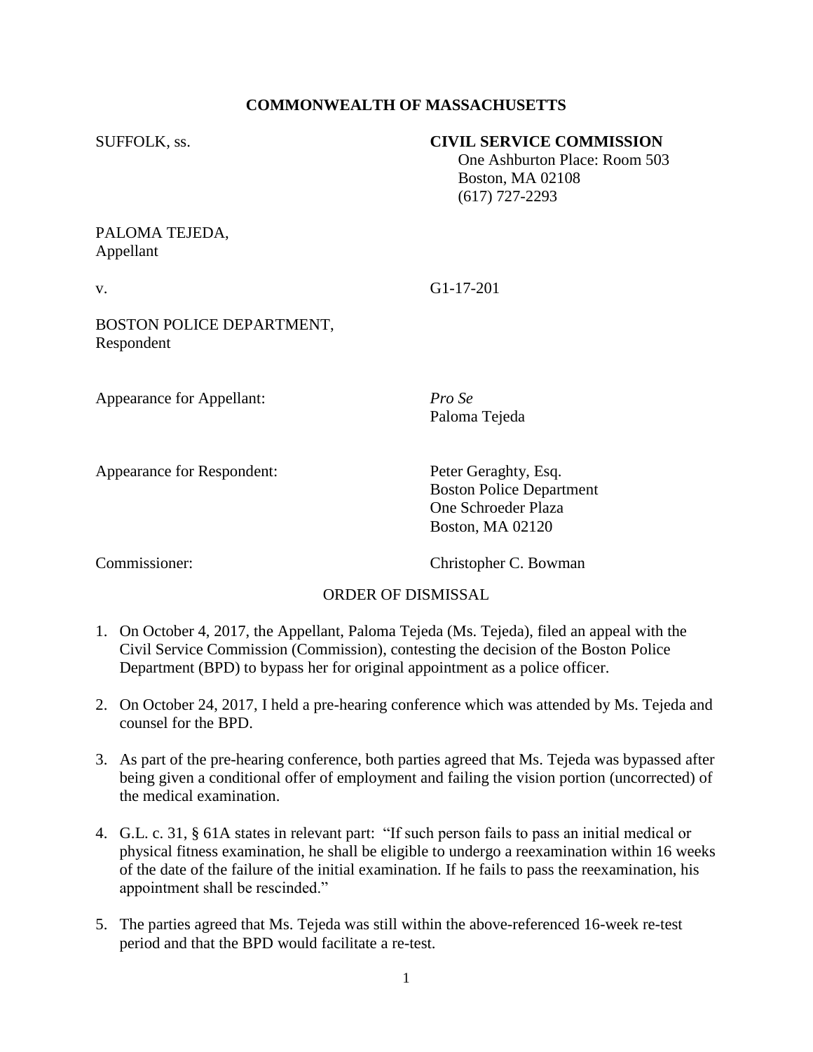**COMMONWEALTH OF MASSACHUSETTS**

SUFFOLK, ss.

**CIVIL SERVICE COMMISSION**
One Ashburton Place: Room 503
Boston, MA 02108
(617) 727-2293

PALOMA TEJEDA,
Appellant

v.

G1-17-201

BOSTON POLICE DEPARTMENT,
Respondent

Appearance for Appellant: *Pro Se*
Paloma Tejeda

Appearance for Respondent: Peter Geraghty, Esq.
Boston Police Department
One Schroeder Plaza
Boston, MA 02120

Commissioner: Christopher C. Bowman

ORDER OF DISMISSAL

1. On October 4, 2017, the Appellant, Paloma Tejeda (Ms. Tejeda), filed an appeal with the Civil Service Commission (Commission), contesting the decision of the Boston Police Department (BPD) to bypass her for original appointment as a police officer.

2. On October 24, 2017, I held a pre-hearing conference which was attended by Ms. Tejeda and counsel for the BPD.

3. As part of the pre-hearing conference, both parties agreed that Ms. Tejeda was bypassed after being given a conditional offer of employment and failing the vision portion (uncorrected) of the medical examination.

4. G.L. c. 31, § 61A states in relevant part: "If such person fails to pass an initial medical or physical fitness examination, he shall be eligible to undergo a reexamination within 16 weeks of the date of the failure of the initial examination. If he fails to pass the reexamination, his appointment shall be rescinded."

5. The parties agreed that Ms. Tejeda was still within the above-referenced 16-week re-test period and that the BPD would facilitate a re-test.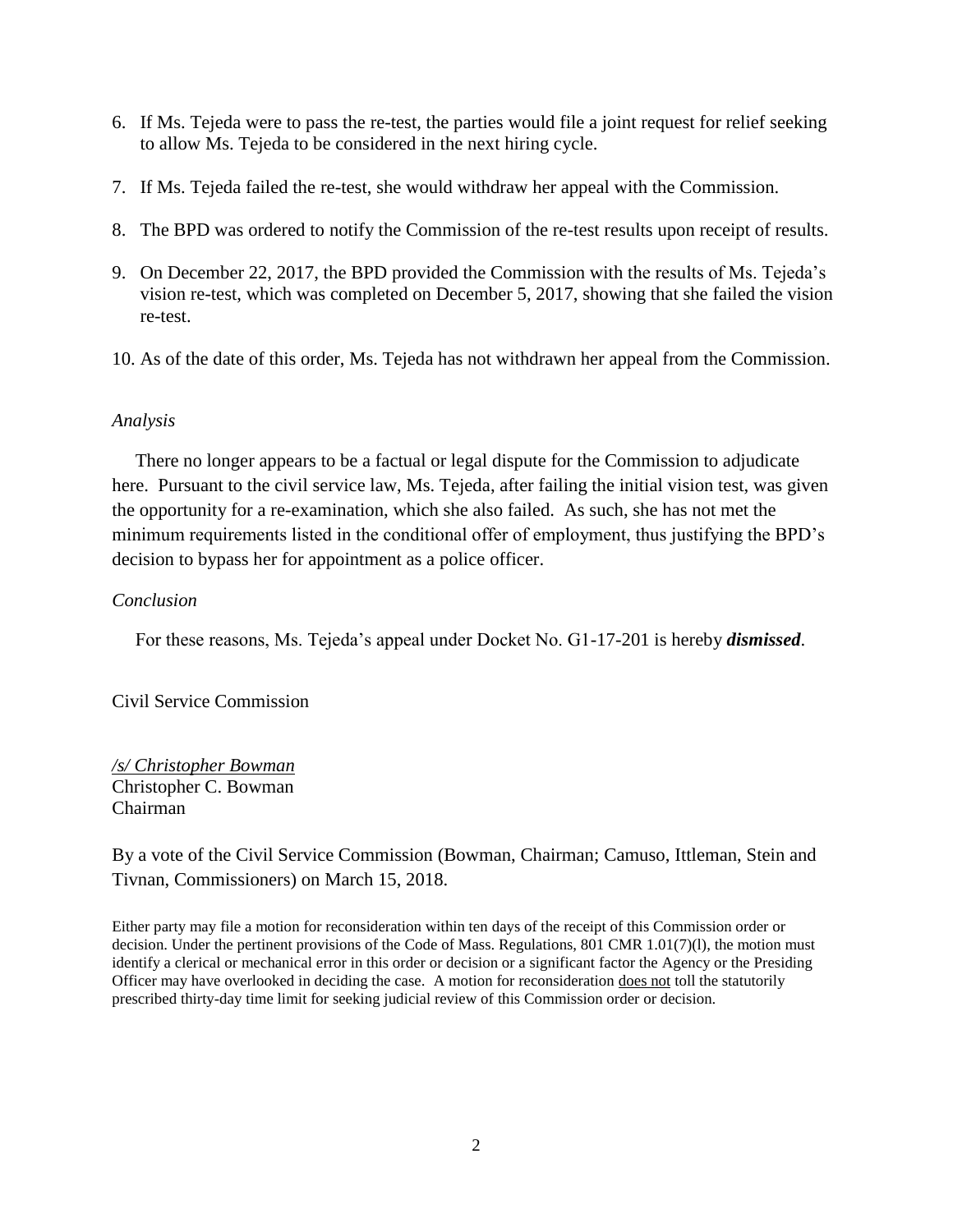6. If Ms. Tejeda were to pass the re-test, the parties would file a joint request for relief seeking to allow Ms. Tejeda to be considered in the next hiring cycle.

7. If Ms. Tejeda failed the re-test, she would withdraw her appeal with the Commission.

8. The BPD was ordered to notify the Commission of the re-test results upon receipt of results.

9. On December 22, 2017, the BPD provided the Commission with the results of Ms. Tejeda's vision re-test, which was completed on December 5, 2017, showing that she failed the vision re-test.

10. As of the date of this order, Ms. Tejeda has not withdrawn her appeal from the Commission.

*Analysis*

There no longer appears to be a factual or legal dispute for the Commission to adjudicate here. Pursuant to the civil service law, Ms. Tejeda, after failing the initial vision test, was given the opportunity for a re-examination, which she also failed. As such, she has not met the minimum requirements listed in the conditional offer of employment, thus justifying the BPD's decision to bypass her for appointment as a police officer.

*Conclusion*

For these reasons, Ms. Tejeda's appeal under Docket No. G1-17-201 is hereby ***dismissed***.

Civil Service Commission

*/s/ Christopher Bowman*
Christopher C. Bowman
Chairman

By a vote of the Civil Service Commission (Bowman, Chairman; Camuso, Ittleman, Stein and Tivnan, Commissioners) on March 15, 2018.

Either party may file a motion for reconsideration within ten days of the receipt of this Commission order or decision. Under the pertinent provisions of the Code of Mass. Regulations, 801 CMR 1.01(7)(l), the motion must identify a clerical or mechanical error in this order or decision or a significant factor the Agency or the Presiding Officer may have overlooked in deciding the case. A motion for reconsideration does not toll the statutorily prescribed thirty-day time limit for seeking judicial review of this Commission order or decision.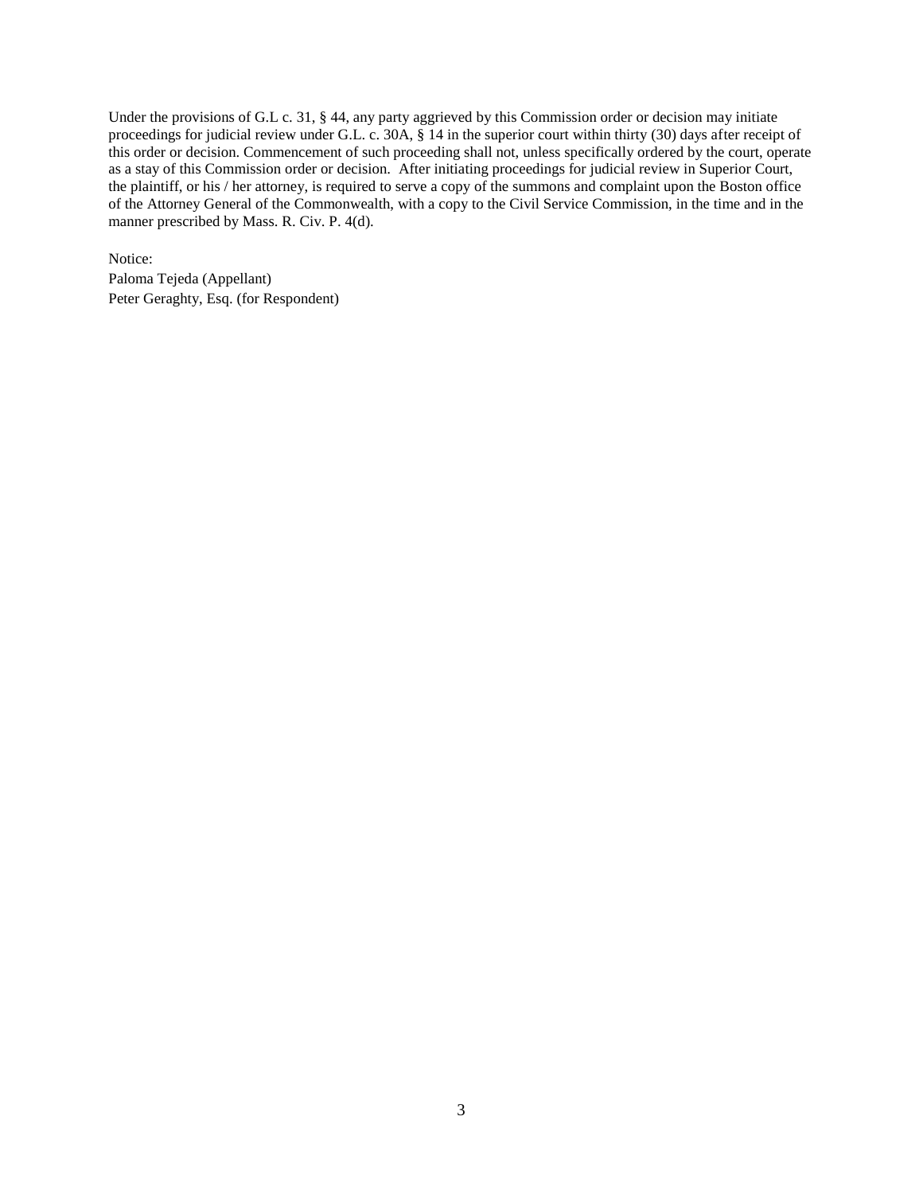Under the provisions of G.L c. 31, § 44, any party aggrieved by this Commission order or decision may initiate proceedings for judicial review under G.L. c. 30A, § 14 in the superior court within thirty (30) days after receipt of this order or decision. Commencement of such proceeding shall not, unless specifically ordered by the court, operate as a stay of this Commission order or decision. After initiating proceedings for judicial review in Superior Court, the plaintiff, or his / her attorney, is required to serve a copy of the summons and complaint upon the Boston office of the Attorney General of the Commonwealth, with a copy to the Civil Service Commission, in the time and in the manner prescribed by Mass. R. Civ. P. 4(d).

Notice:
Paloma Tejeda (Appellant)
Peter Geraghty, Esq. (for Respondent)